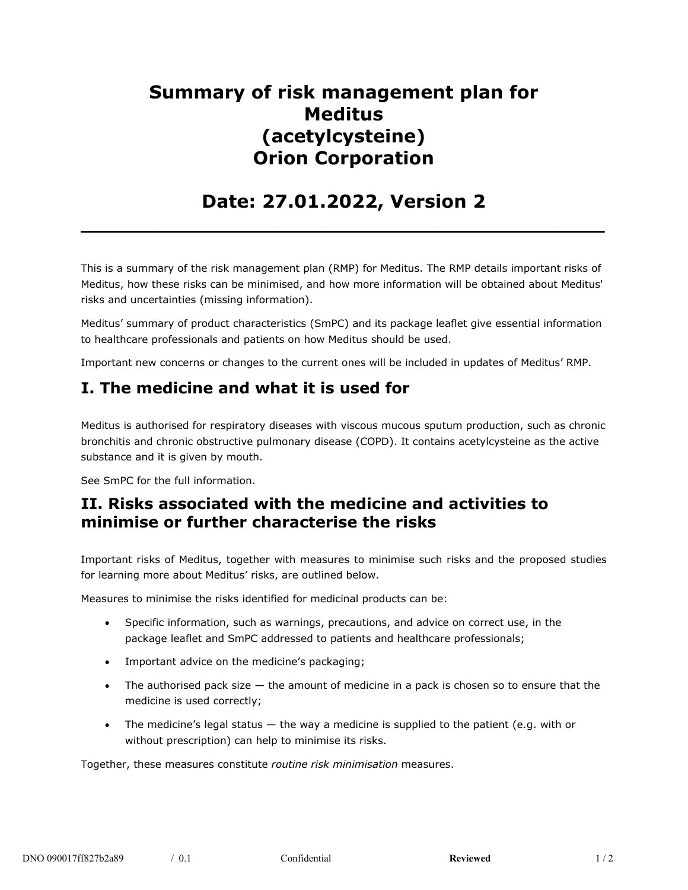# Summary of risk management plan for Meditus (acetylcysteine) Orion Corporation

# Date: 27.01.2022, Version 2

---

This is a summary of the risk management plan (RMP) for Meditus. The RMP details important risks of Meditus, how these risks can be minimised, and how more information will be obtained about Meditus' risks and uncertainties (missing information).

Meditus' summary of product characteristics (SmPC) and its package leaflet give essential information to healthcare professionals and patients on how Meditus should be used.

Important new concerns or changes to the current ones will be included in updates of Meditus' RMP.

## I. The medicine and what it is used for

Meditus is authorised for respiratory diseases with viscous mucous sputum production, such as chronic bronchitis and chronic obstructive pulmonary disease (COPD). It contains acetylcysteine as the active substance and it is given by mouth.

See SmPC for the full information.

## II. Risks associated with the medicine and activities to minimise or further characterise the risks

Important risks of Meditus, together with measures to minimise such risks and the proposed studies for learning more about Meditus' risks, are outlined below.

Measures to minimise the risks identified for medicinal products can be:

- Specific information, such as warnings, precautions, and advice on correct use, in the package leaflet and SmPC addressed to patients and healthcare professionals;
- Important advice on the medicine's packaging;
- The authorised pack size — the amount of medicine in a pack is chosen so to ensure that the medicine is used correctly;
- The medicine's legal status — the way a medicine is supplied to the patient (e.g. with or without prescription) can help to minimise its risks.

Together, these measures constitute *routine risk minimisation* measures.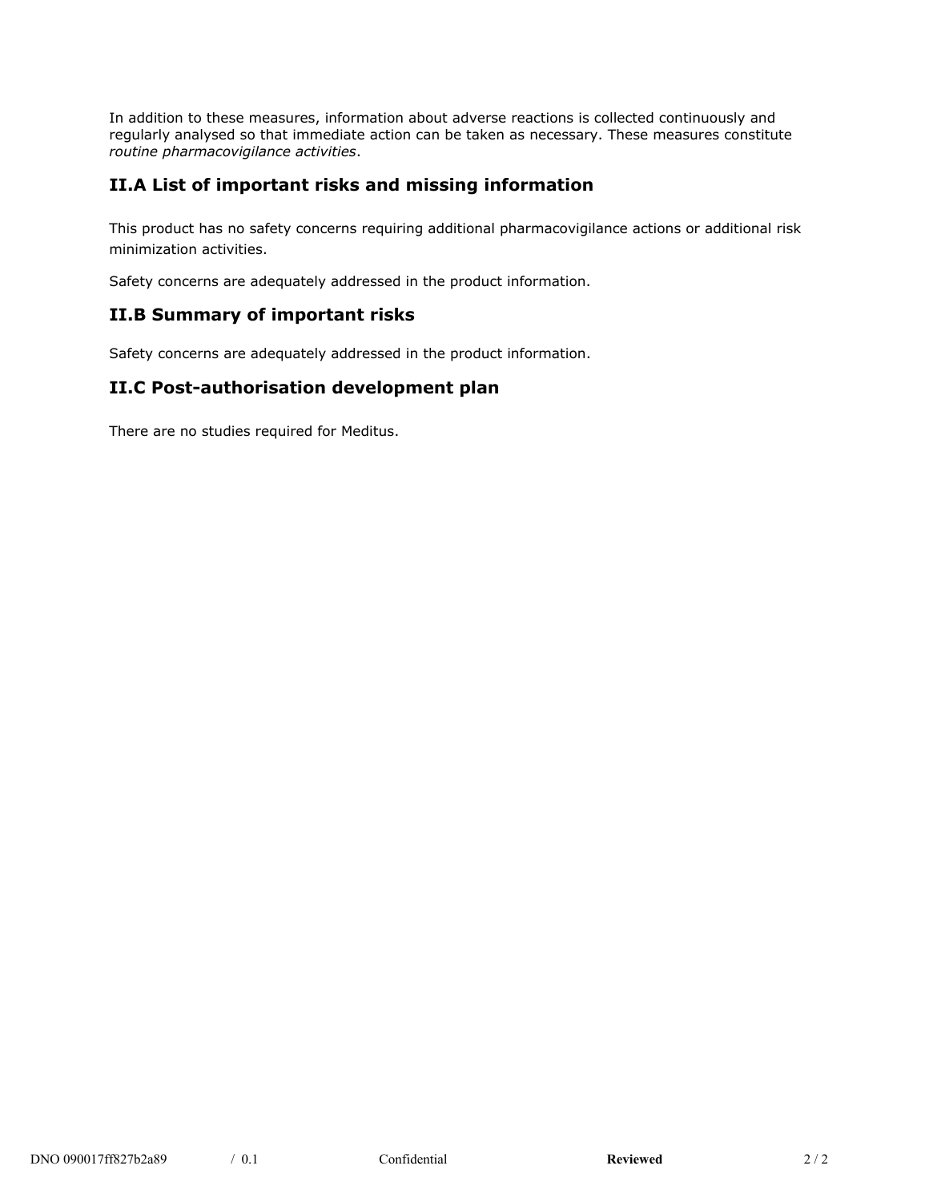In addition to these measures, information about adverse reactions is collected continuously and regularly analysed so that immediate action can be taken as necessary. These measures constitute *routine pharmacovigilance activities*.

## II.A List of important risks and missing information

This product has no safety concerns requiring additional pharmacovigilance actions or additional risk minimization activities.

Safety concerns are adequately addressed in the product information.

## II.B Summary of important risks

Safety concerns are adequately addressed in the product information.

## II.C Post-authorisation development plan

There are no studies required for Meditus.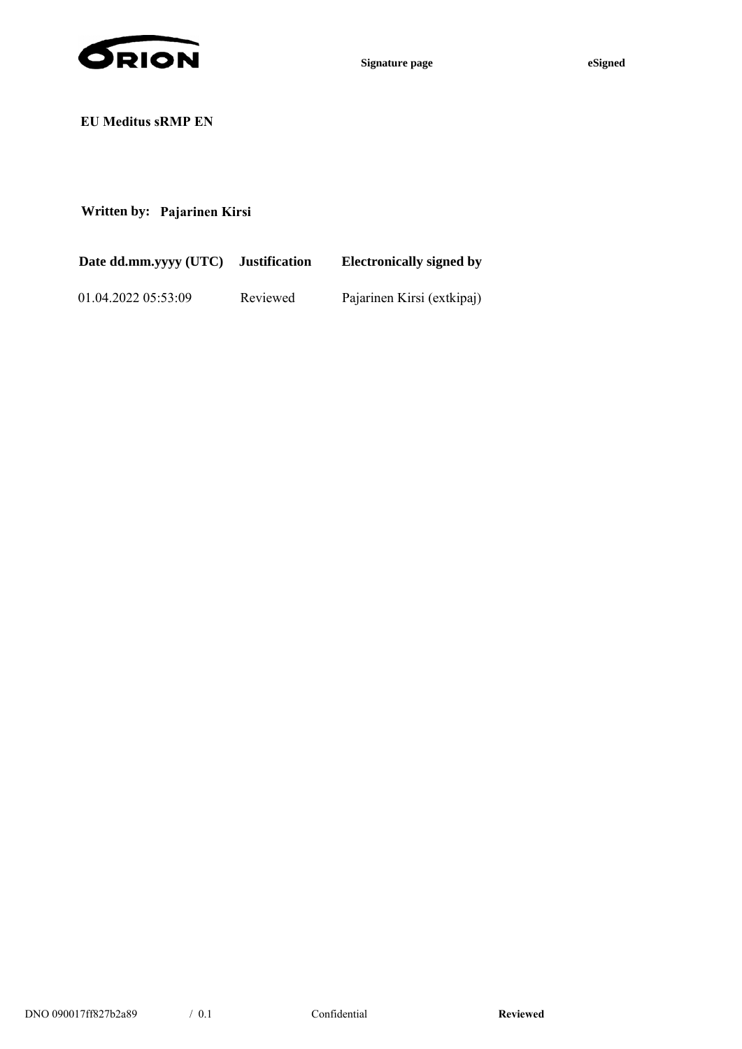Signature page eSigned

**EU Meditus sRMP EN**

**Written by: Pajarinen Kirsi**

| Date dd.mm.yyyy (UTC) | Justification | Electronically signed by |
|---|---|---|
| 01.04.2022 05:53:09 | Reviewed | Pajarinen Kirsi (extkipaj) |

DNO 090017ff827b2a89 / 0.1 Confidential **Reviewed**